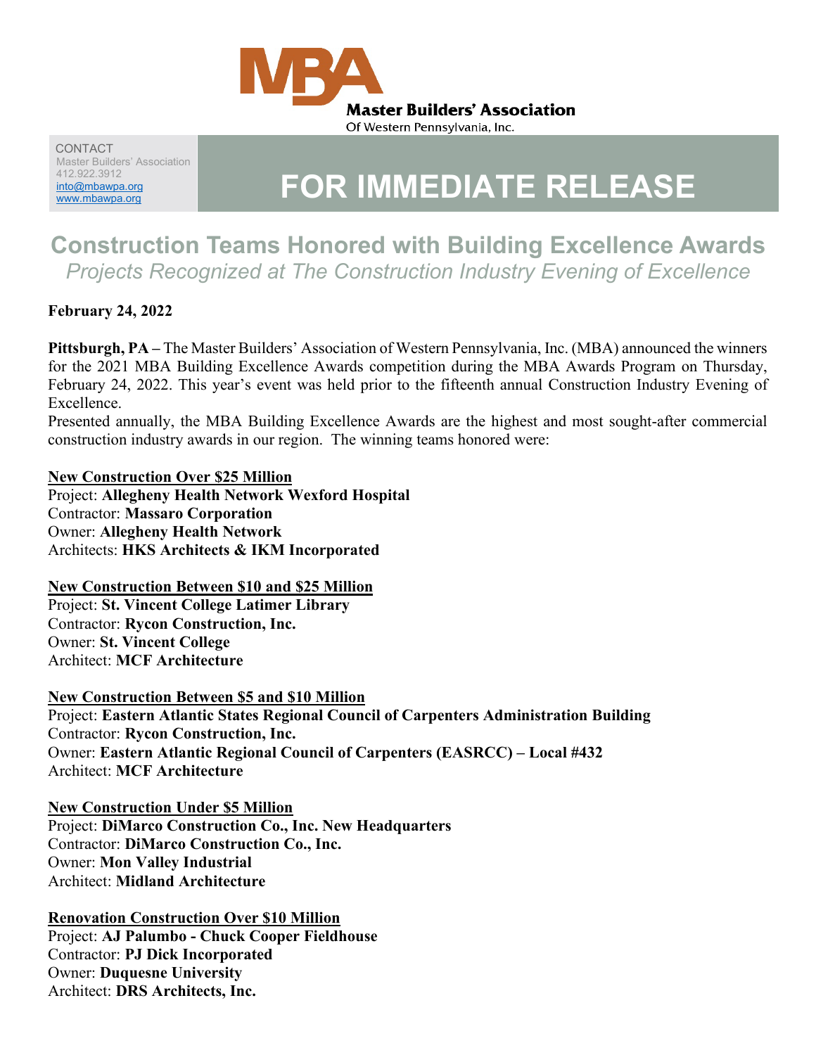**Master Builders' Association**
Of Western Pennsylvania, Inc.

CONTACT
Master Builders' Association
412.922.3912
[into@mbawpa.org](mailto:into@mbawpa.org)
[www.mbawpa.org](http://www.mbawpa.org)

# FOR IMMEDIATE RELEASE

## Construction Teams Honored with Building Excellence Awards

*Projects Recognized at The Construction Industry Evening of Excellence*

**February 24, 2022**

**Pittsburgh, PA –** The Master Builders' Association of Western Pennsylvania, Inc. (MBA) announced the winners for the 2021 MBA Building Excellence Awards competition during the MBA Awards Program on Thursday, February 24, 2022. This year's event was held prior to the fifteenth annual Construction Industry Evening of Excellence.

Presented annually, the MBA Building Excellence Awards are the highest and most sought-after commercial construction industry awards in our region. The winning teams honored were:

**<u>New Construction Over $25 Million</u>**
Project: **Allegheny Health Network Wexford Hospital**
Contractor: **Massaro Corporation**
Owner: **Allegheny Health Network**
Architects: **HKS Architects & IKM Incorporated**

**<u>New Construction Between $10 and $25 Million</u>**
Project: **St. Vincent College Latimer Library**
Contractor: **Rycon Construction, Inc.**
Owner: **St. Vincent College**
Architect: **MCF Architecture**

**<u>New Construction Between $5 and $10 Million</u>**
Project: **Eastern Atlantic States Regional Council of Carpenters Administration Building**
Contractor: **Rycon Construction, Inc.**
Owner: **Eastern Atlantic Regional Council of Carpenters (EASRCC) – Local #432**
Architect: **MCF Architecture**

**<u>New Construction Under $5 Million</u>**
Project: **DiMarco Construction Co., Inc. New Headquarters**
Contractor: **DiMarco Construction Co., Inc.**
Owner: **Mon Valley Industrial**
Architect: **Midland Architecture**

**<u>Renovation Construction Over $10 Million</u>**
Project: **AJ Palumbo - Chuck Cooper Fieldhouse**
Contractor: **PJ Dick Incorporated**
Owner: **Duquesne University**
Architect: **DRS Architects, Inc.**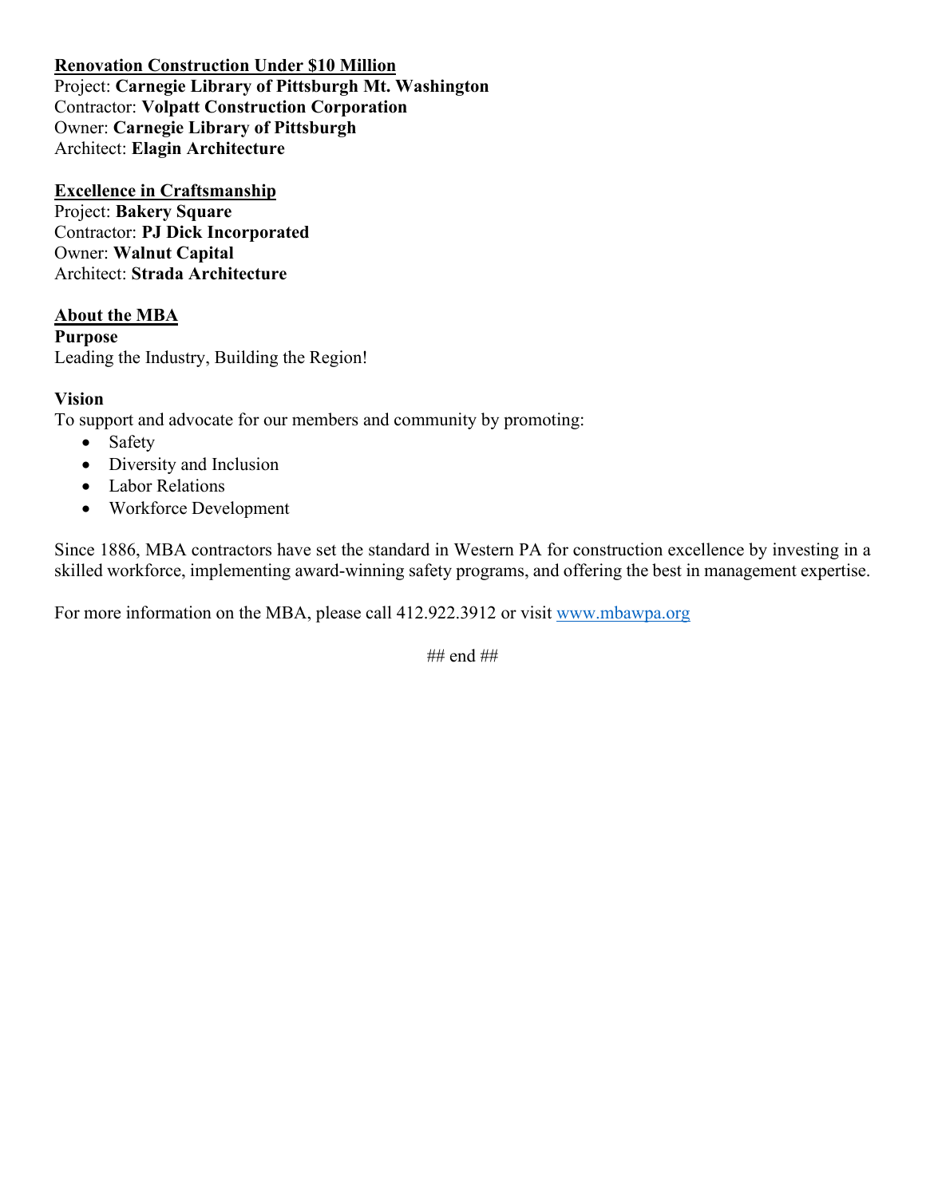**Renovation Construction Under $10 Million**
Project: **Carnegie Library of Pittsburgh Mt. Washington**
Contractor: **Volpatt Construction Corporation**
Owner: **Carnegie Library of Pittsburgh**
Architect: **Elagin Architecture**

**Excellence in Craftsmanship**
Project: **Bakery Square**
Contractor: **PJ Dick Incorporated**
Owner: **Walnut Capital**
Architect: **Strada Architecture**

**About the MBA**

**Purpose**
Leading the Industry, Building the Region!

**Vision**
To support and advocate for our members and community by promoting:

- Safety
- Diversity and Inclusion
- Labor Relations
- Workforce Development

Since 1886, MBA contractors have set the standard in Western PA for construction excellence by investing in a skilled workforce, implementing award-winning safety programs, and offering the best in management expertise.

For more information on the MBA, please call 412.922.3912 or visit www.mbawpa.org

## end ##